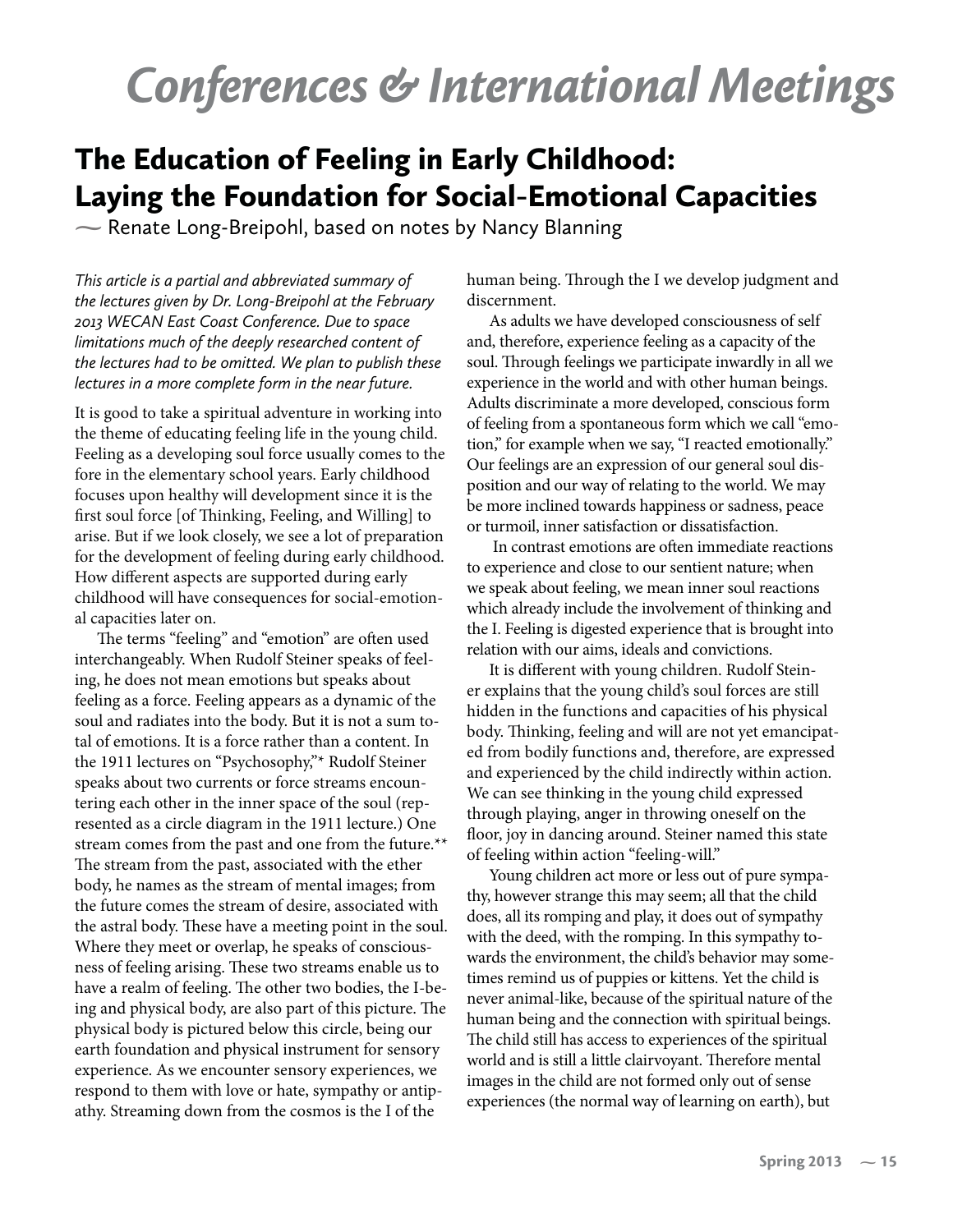# Conferences & International Meetings

## The Education of Feeling in Early Childhood: Laying the Foundation for Social-Emotional Capacities

~ Renate Long-Breipohl, based on notes by Nancy Blanning

*This article is a partial and abbreviated summary of the lectures given by Dr. Long-Breipohl at the February 2013 WECAN East Coast Conference. Due to space limitations much of the deeply researched content of the lectures had to be omitted. We plan to publish these lectures in a more complete form in the near future.*

It is good to take a spiritual adventure in working into the theme of educating feeling life in the young child. Feeling as a developing soul force usually comes to the fore in the elementary school years. Early childhood focuses upon healthy will development since it is the first soul force [of Thinking, Feeling, and Willing] to arise. But if we look closely, we see a lot of preparation for the development of feeling during early childhood. How different aspects are supported during early childhood will have consequences for social-emotional capacities later on.

The terms "feeling" and "emotion" are often used interchangeably. When Rudolf Steiner speaks of feeling, he does not mean emotions but speaks about feeling as a force. Feeling appears as a dynamic of the soul and radiates into the body. But it is not a sum total of emotions. It is a force rather than a content. In the 1911 lectures on "Psychosophy,"* Rudolf Steiner speaks about two currents or force streams encountering each other in the inner space of the soul (represented as a circle diagram in the 1911 lecture.) One stream comes from the past and one from the future.** The stream from the past, associated with the ether body, he names as the stream of mental images; from the future comes the stream of desire, associated with the astral body. These have a meeting point in the soul. Where they meet or overlap, he speaks of consciousness of feeling arising. These two streams enable us to have a realm of feeling. The other two bodies, the I-being and physical body, are also part of this picture. The physical body is pictured below this circle, being our earth foundation and physical instrument for sensory experience. As we encounter sensory experiences, we respond to them with love or hate, sympathy or antipathy. Streaming down from the cosmos is the I of the human being. Through the I we develop judgment and discernment.

As adults we have developed consciousness of self and, therefore, experience feeling as a capacity of the soul. Through feelings we participate inwardly in all we experience in the world and with other human beings. Adults discriminate a more developed, conscious form of feeling from a spontaneous form which we call "emotion," for example when we say, "I reacted emotionally." Our feelings are an expression of our general soul disposition and our way of relating to the world. We may be more inclined towards happiness or sadness, peace or turmoil, inner satisfaction or dissatisfaction.

In contrast emotions are often immediate reactions to experience and close to our sentient nature; when we speak about feeling, we mean inner soul reactions which already include the involvement of thinking and the I. Feeling is digested experience that is brought into relation with our aims, ideals and convictions.

It is different with young children. Rudolf Steiner explains that the young child's soul forces are still hidden in the functions and capacities of his physical body. Thinking, feeling and will are not yet emancipated from bodily functions and, therefore, are expressed and experienced by the child indirectly within action. We can see thinking in the young child expressed through playing, anger in throwing oneself on the floor, joy in dancing around. Steiner named this state of feeling within action "feeling-will."

Young children act more or less out of pure sympathy, however strange this may seem; all that the child does, all its romping and play, it does out of sympathy with the deed, with the romping. In this sympathy towards the environment, the child's behavior may sometimes remind us of puppies or kittens. Yet the child is never animal-like, because of the spiritual nature of the human being and the connection with spiritual beings. The child still has access to experiences of the spiritual world and is still a little clairvoyant. Therefore mental images in the child are not formed only out of sense experiences (the normal way of learning on earth), but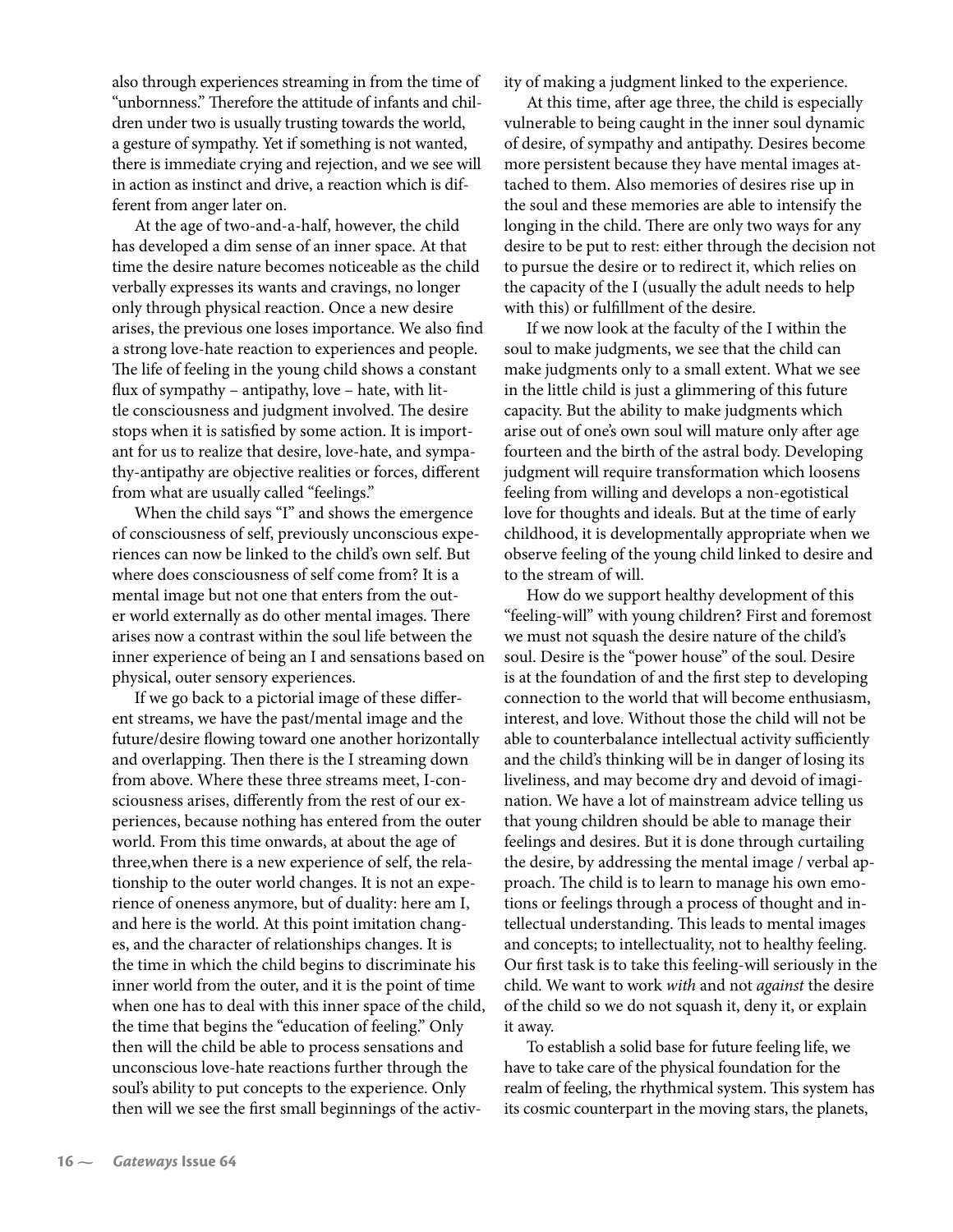also through experiences streaming in from the time of "unbornness." Therefore the attitude of infants and children under two is usually trusting towards the world, a gesture of sympathy. Yet if something is not wanted, there is immediate crying and rejection, and we see will in action as instinct and drive, a reaction which is different from anger later on.

At the age of two-and-a-half, however, the child has developed a dim sense of an inner space. At that time the desire nature becomes noticeable as the child verbally expresses its wants and cravings, no longer only through physical reaction. Once a new desire arises, the previous one loses importance. We also find a strong love-hate reaction to experiences and people. The life of feeling in the young child shows a constant flux of sympathy – antipathy, love – hate, with little consciousness and judgment involved. The desire stops when it is satisfied by some action. It is important for us to realize that desire, love-hate, and sympathy-antipathy are objective realities or forces, different from what are usually called "feelings."

When the child says "I" and shows the emergence of consciousness of self, previously unconscious experiences can now be linked to the child's own self. But where does consciousness of self come from? It is a mental image but not one that enters from the outer world externally as do other mental images. There arises now a contrast within the soul life between the inner experience of being an I and sensations based on physical, outer sensory experiences.

If we go back to a pictorial image of these different streams, we have the past/mental image and the future/desire flowing toward one another horizontally and overlapping. Then there is the I streaming down from above. Where these three streams meet, I-consciousness arises, differently from the rest of our experiences, because nothing has entered from the outer world. From this time onwards, at about the age of three,when there is a new experience of self, the relationship to the outer world changes. It is not an experience of oneness anymore, but of duality: here am I, and here is the world. At this point imitation changes, and the character of relationships changes. It is the time in which the child begins to discriminate his inner world from the outer, and it is the point of time when one has to deal with this inner space of the child, the time that begins the "education of feeling." Only then will the child be able to process sensations and unconscious love-hate reactions further through the soul's ability to put concepts to the experience. Only then will we see the first small beginnings of the activity of making a judgment linked to the experience.

At this time, after age three, the child is especially vulnerable to being caught in the inner soul dynamic of desire, of sympathy and antipathy. Desires become more persistent because they have mental images attached to them. Also memories of desires rise up in the soul and these memories are able to intensify the longing in the child. There are only two ways for any desire to be put to rest: either through the decision not to pursue the desire or to redirect it, which relies on the capacity of the I (usually the adult needs to help with this) or fulfillment of the desire.

If we now look at the faculty of the I within the soul to make judgments, we see that the child can make judgments only to a small extent. What we see in the little child is just a glimmering of this future capacity. But the ability to make judgments which arise out of one's own soul will mature only after age fourteen and the birth of the astral body. Developing judgment will require transformation which loosens feeling from willing and develops a non-egotistical love for thoughts and ideals. But at the time of early childhood, it is developmentally appropriate when we observe feeling of the young child linked to desire and to the stream of will.

How do we support healthy development of this "feeling-will" with young children? First and foremost we must not squash the desire nature of the child's soul. Desire is the "power house" of the soul. Desire is at the foundation of and the first step to developing connection to the world that will become enthusiasm, interest, and love. Without those the child will not be able to counterbalance intellectual activity sufficiently and the child's thinking will be in danger of losing its liveliness, and may become dry and devoid of imagination. We have a lot of mainstream advice telling us that young children should be able to manage their feelings and desires. But it is done through curtailing the desire, by addressing the mental image / verbal approach. The child is to learn to manage his own emotions or feelings through a process of thought and intellectual understanding. This leads to mental images and concepts; to intellectuality, not to healthy feeling. Our first task is to take this feeling-will seriously in the child. We want to work *with* and not *against* the desire of the child so we do not squash it, deny it, or explain it away.

To establish a solid base for future feeling life, we have to take care of the physical foundation for the realm of feeling, the rhythmical system. This system has its cosmic counterpart in the moving stars, the planets,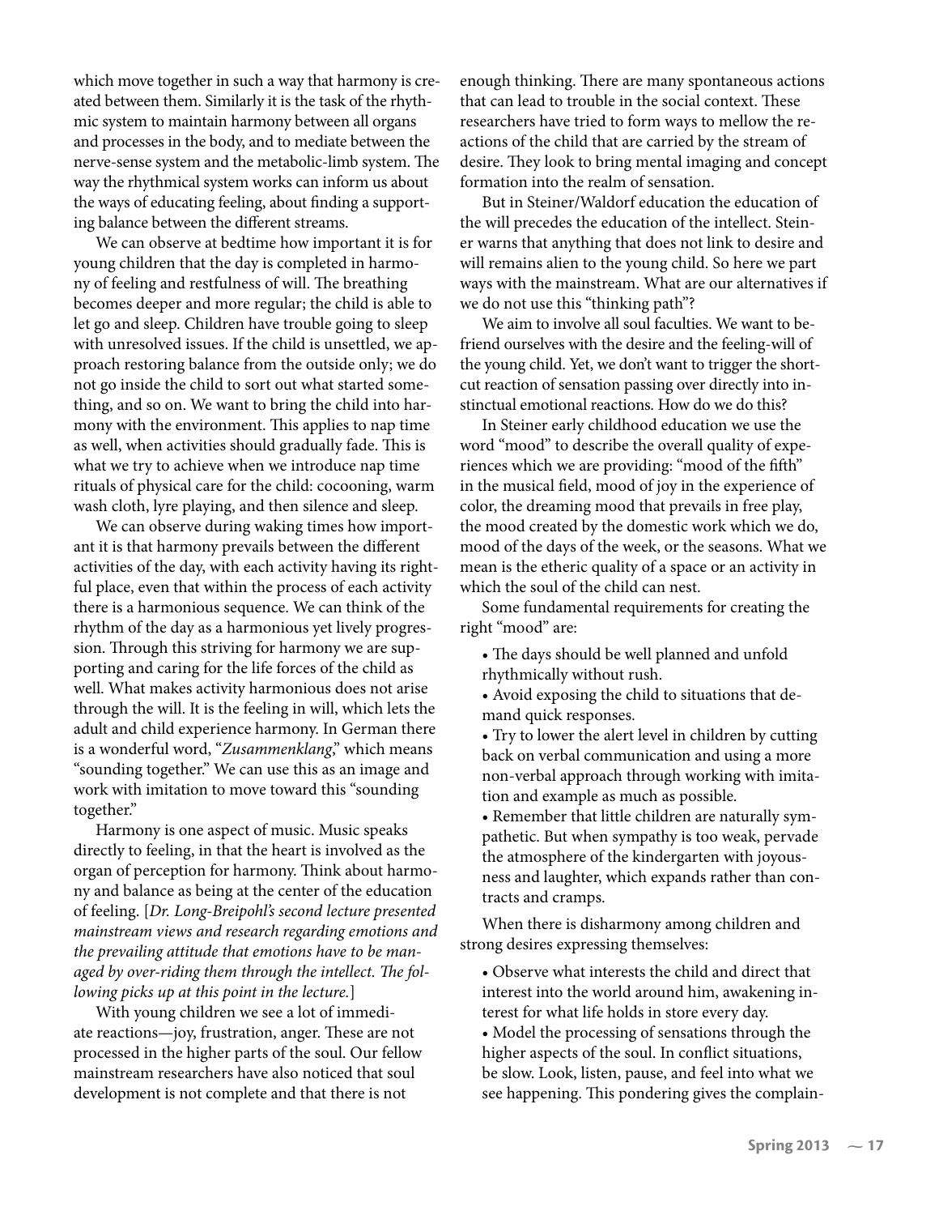which move together in such a way that harmony is created between them. Similarly it is the task of the rhythmic system to maintain harmony between all organs and processes in the body, and to mediate between the nerve-sense system and the metabolic-limb system. The way the rhythmical system works can inform us about the ways of educating feeling, about finding a supporting balance between the different streams.

We can observe at bedtime how important it is for young children that the day is completed in harmony of feeling and restfulness of will. The breathing becomes deeper and more regular; the child is able to let go and sleep. Children have trouble going to sleep with unresolved issues. If the child is unsettled, we approach restoring balance from the outside only; we do not go inside the child to sort out what started something, and so on. We want to bring the child into harmony with the environment. This applies to nap time as well, when activities should gradually fade. This is what we try to achieve when we introduce nap time rituals of physical care for the child: cocooning, warm wash cloth, lyre playing, and then silence and sleep.

We can observe during waking times how important it is that harmony prevails between the different activities of the day, with each activity having its rightful place, even that within the process of each activity there is a harmonious sequence. We can think of the rhythm of the day as a harmonious yet lively progression. Through this striving for harmony we are supporting and caring for the life forces of the child as well. What makes activity harmonious does not arise through the will. It is the feeling in will, which lets the adult and child experience harmony. In German there is a wonderful word, "*Zusammenklang*," which means "sounding together." We can use this as an image and work with imitation to move toward this "sounding together."

Harmony is one aspect of music. Music speaks directly to feeling, in that the heart is involved as the organ of perception for harmony. Think about harmony and balance as being at the center of the education of feeling. [*Dr. Long-Breipohl's second lecture presented mainstream views and research regarding emotions and the prevailing attitude that emotions have to be managed by over-riding them through the intellect. The following picks up at this point in the lecture.*]

With young children we see a lot of immediate reactions—joy, frustration, anger. These are not processed in the higher parts of the soul. Our fellow mainstream researchers have also noticed that soul development is not complete and that there is not enough thinking. There are many spontaneous actions that can lead to trouble in the social context. These researchers have tried to form ways to mellow the reactions of the child that are carried by the stream of desire. They look to bring mental imaging and concept formation into the realm of sensation.

But in Steiner/Waldorf education the education of the will precedes the education of the intellect. Steiner warns that anything that does not link to desire and will remains alien to the young child. So here we part ways with the mainstream. What are our alternatives if we do not use this "thinking path"?

We aim to involve all soul faculties. We want to befriend ourselves with the desire and the feeling-will of the young child. Yet, we don't want to trigger the short-cut reaction of sensation passing over directly into instinctual emotional reactions. How do we do this?

In Steiner early childhood education we use the word "mood" to describe the overall quality of experiences which we are providing: "mood of the fifth" in the musical field, mood of joy in the experience of color, the dreaming mood that prevails in free play, the mood created by the domestic work which we do, mood of the days of the week, or the seasons. What we mean is the etheric quality of a space or an activity in which the soul of the child can nest.

Some fundamental requirements for creating the right "mood" are:

- The days should be well planned and unfold rhythmically without rush.
- Avoid exposing the child to situations that demand quick responses.
- Try to lower the alert level in children by cutting back on verbal communication and using a more non-verbal approach through working with imitation and example as much as possible.
- Remember that little children are naturally sympathetic. But when sympathy is too weak, pervade the atmosphere of the kindergarten with joyousness and laughter, which expands rather than contracts and cramps.

When there is disharmony among children and strong desires expressing themselves:

- Observe what interests the child and direct that interest into the world around him, awakening interest for what life holds in store every day.
- Model the processing of sensations through the higher aspects of the soul. In conflict situations, be slow. Look, listen, pause, and feel into what we see happening. This pondering gives the complain-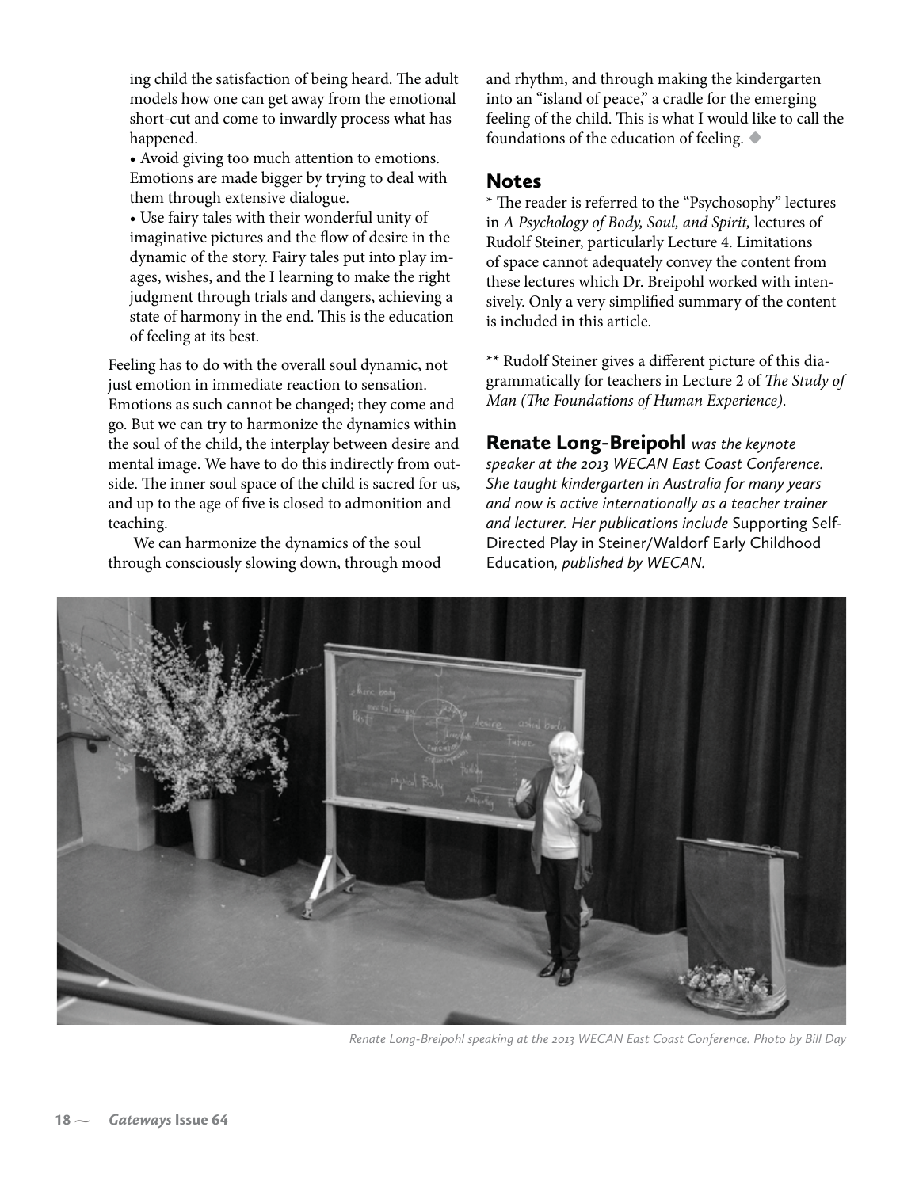ing child the satisfaction of being heard. The adult models how one can get away from the emotional short-cut and come to inwardly process what has happened.

- Avoid giving too much attention to emotions. Emotions are made bigger by trying to deal with them through extensive dialogue.
- Use fairy tales with their wonderful unity of imaginative pictures and the flow of desire in the dynamic of the story. Fairy tales put into play images, wishes, and the I learning to make the right judgment through trials and dangers, achieving a state of harmony in the end. This is the education of feeling at its best.

Feeling has to do with the overall soul dynamic, not just emotion in immediate reaction to sensation. Emotions as such cannot be changed; they come and go. But we can try to harmonize the dynamics within the soul of the child, the interplay between desire and mental image. We have to do this indirectly from outside. The inner soul space of the child is sacred for us, and up to the age of five is closed to admonition and teaching.

We can harmonize the dynamics of the soul through consciously slowing down, through mood and rhythm, and through making the kindergarten into an "island of peace," a cradle for the emerging feeling of the child. This is what I would like to call the foundations of the education of feeling. ◆

## Notes

\* The reader is referred to the "Psychosophy" lectures in *A Psychology of Body, Soul, and Spirit,* lectures of Rudolf Steiner, particularly Lecture 4. Limitations of space cannot adequately convey the content from these lectures which Dr. Breipohl worked with intensively. Only a very simplified summary of the content is included in this article.

\** Rudolf Steiner gives a different picture of this diagrammatically for teachers in Lecture 2 of *The Study of Man (The Foundations of Human Experience)*.

**Renate Long-Breipohl** *was the keynote speaker at the 2013 WECAN East Coast Conference. She taught kindergarten in Australia for many years and now is active internationally as a teacher trainer and lecturer. Her publications include* Supporting Self-Directed Play in Steiner/Waldorf Early Childhood Education*, published by WECAN.*

*Renate Long-Breipohl speaking at the 2013 WECAN East Coast Conference. Photo by Bill Day*